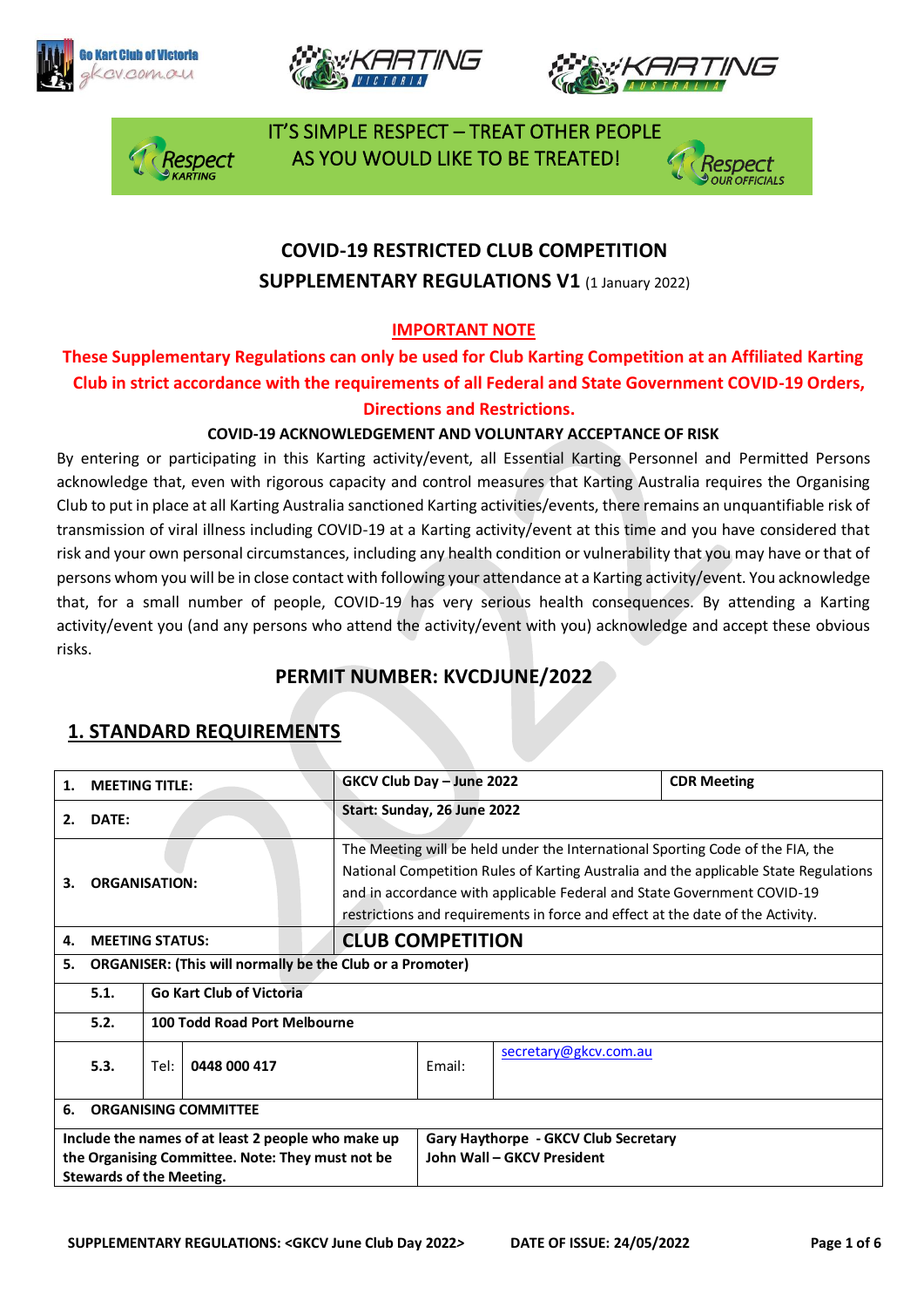IT'S SIMPLE RESPECT – TREAT OTHER PEOPLE AS YOU WOULD LIKE TO BE TREATED!

# COVID-19 RESTRICTED CLUB COMPETITION SUPPLEMENTARY REGULATIONS V1 (1 January 2022)

## IMPORTANT NOTE

**These Supplementary Regulations can only be used for Club Karting Competition at an Affiliated Karting Club in strict accordance with the requirements of all Federal and State Government COVID-19 Orders, Directions and Restrictions.**

**COVID-19 ACKNOWLEDGEMENT AND VOLUNTARY ACCEPTANCE OF RISK**

By entering or participating in this Karting activity/event, all Essential Karting Personnel and Permitted Persons acknowledge that, even with rigorous capacity and control measures that Karting Australia requires the Organising Club to put in place at all Karting Australia sanctioned Karting activities/events, there remains an unquantifiable risk of transmission of viral illness including COVID-19 at a Karting activity/event at this time and you have considered that risk and your own personal circumstances, including any health condition or vulnerability that you may have or that of persons whom you will be in close contact with following your attendance at a Karting activity/event. You acknowledge that, for a small number of people, COVID-19 has very serious health consequences. By attending a Karting activity/event you (and any persons who attend the activity/event with you) acknowledge and accept these obvious risks.

## PERMIT NUMBER: KVCDJUNE/2022

## 1. STANDARD REQUIREMENTS

| | | | | | |
|---|---|---|---|---|---|
| **1. MEETING TITLE:** | | | **GKCV Club Day – June 2022** | | **CDR Meeting** |
| **2. DATE:** | | | **Start: Sunday, 26 June 2022** | | |
| **3. ORGANISATION:** | | | The Meeting will be held under the International Sporting Code of the FIA, the National Competition Rules of Karting Australia and the applicable State Regulations and in accordance with applicable Federal and State Government COVID-19 restrictions and requirements in force and effect at the date of the Activity. | | |
| **4. MEETING STATUS:** | | | **CLUB COMPETITION** | | |
| **5. ORGANISER: (This will normally be the Club or a Promoter)** | | | | | |
| **5.1.** | **Go Kart Club of Victoria** | | | | |
| **5.2.** | **100 Todd Road Port Melbourne** | | | | |
| **5.3.** | Tel: | **0448 000 417** | Email: | secretary@gkcv.com.au | |
| **6. ORGANISING COMMITTEE** | | | | | |
| **Include the names of at least 2 people who make up the Organising Committee. Note: They must not be Stewards of the Meeting.** | | | **Gary Haythorpe - GKCV Club Secretary**<br>**John Wall – GKCV President** | | |

SUPPLEMENTARY REGULATIONS: <GKCV June Club Day 2022> DATE OF ISSUE: 24/05/2022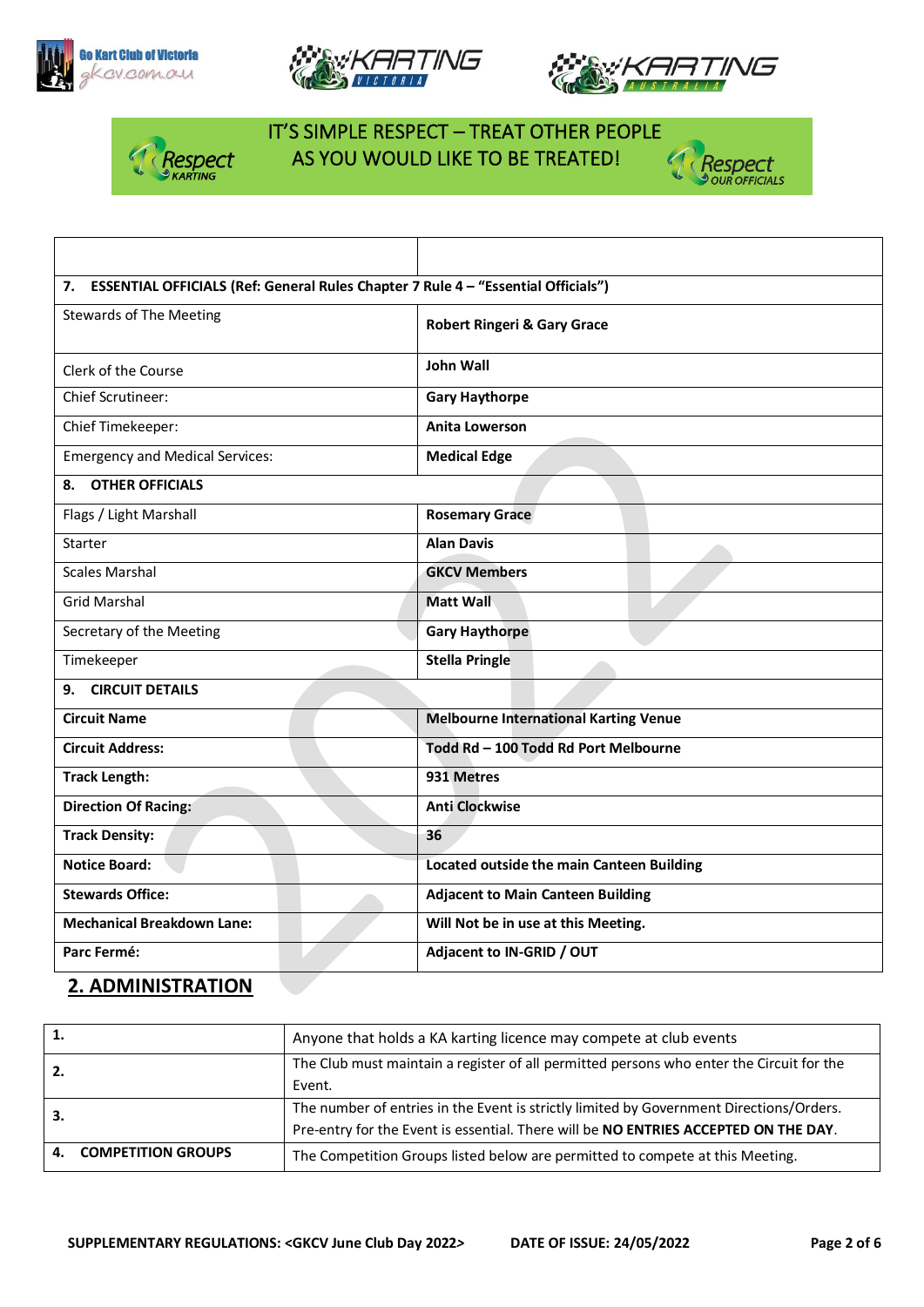IT'S SIMPLE RESPECT – TREAT OTHER PEOPLE AS YOU WOULD LIKE TO BE TREATED!

| | |
|---|---|
| **7. ESSENTIAL OFFICIALS (Ref: General Rules Chapter 7 Rule 4 – "Essential Officials")** | |
| Stewards of The Meeting | **Robert Ringeri & Gary Grace** |
| Clerk of the Course | **John Wall** |
| Chief Scrutineer: | **Gary Haythorpe** |
| Chief Timekeeper: | **Anita Lowerson** |
| Emergency and Medical Services: | **Medical Edge** |
| **8. OTHER OFFICIALS** | |
| Flags / Light Marshall | **Rosemary Grace** |
| Starter | **Alan Davis** |
| Scales Marshal | **GKCV Members** |
| Grid Marshal | **Matt Wall** |
| Secretary of the Meeting | **Gary Haythorpe** |
| Timekeeper | **Stella Pringle** |
| **9. CIRCUIT DETAILS** | |
| **Circuit Name** | **Melbourne International Karting Venue** |
| **Circuit Address:** | **Todd Rd – 100 Todd Rd Port Melbourne** |
| **Track Length:** | **931 Metres** |
| **Direction Of Racing:** | **Anti Clockwise** |
| **Track Density:** | **36** |
| **Notice Board:** | **Located outside the main Canteen Building** |
| **Stewards Office:** | **Adjacent to Main Canteen Building** |
| **Mechanical Breakdown Lane:** | **Will Not be in use at this Meeting.** |
| **Parc Fermé:** | **Adjacent to IN-GRID / OUT** |

## 2. ADMINISTRATION

| | |
|---|---|
| **1.** | Anyone that holds a KA karting licence may compete at club events |
| **2.** | The Club must maintain a register of all permitted persons who enter the Circuit for the Event. |
| **3.** | The number of entries in the Event is strictly limited by Government Directions/Orders. Pre-entry for the Event is essential. There will be **NO ENTRIES ACCEPTED ON THE DAY**. |
| **4. COMPETITION GROUPS** | The Competition Groups listed below are permitted to compete at this Meeting. |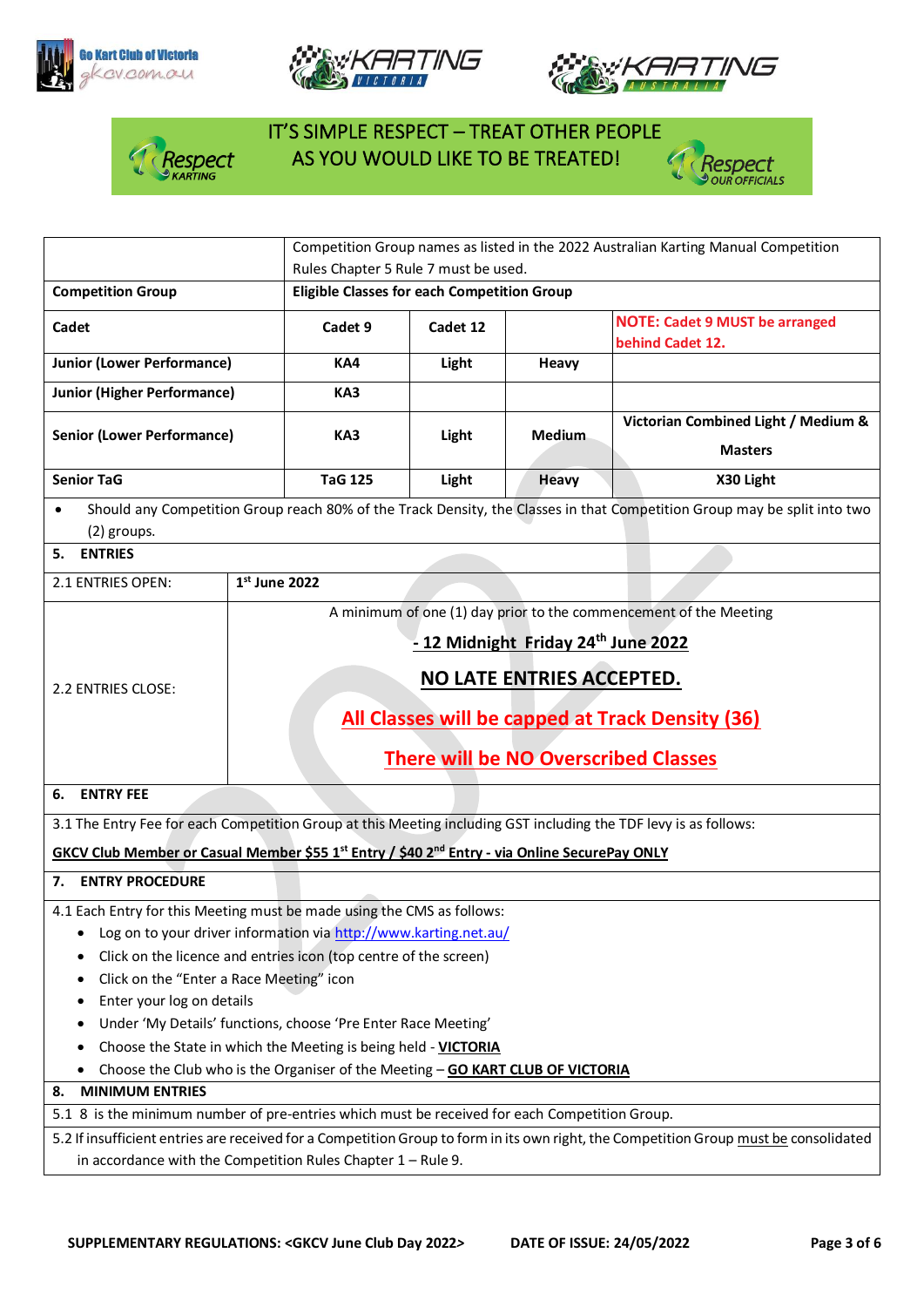IT'S SIMPLE RESPECT – TREAT OTHER PEOPLE AS YOU WOULD LIKE TO BE TREATED!

| | Competition Group names as listed in the 2022 Australian Karting Manual Competition Rules Chapter 5 Rule 7 must be used. | | | |
|---|---|---|---|---|
| **Competition Group** | **Eligible Classes for each Competition Group** | | | |
| **Cadet** | **Cadet 9** | **Cadet 12** | | **NOTE: Cadet 9 MUST be arranged behind Cadet 12.** |
| **Junior (Lower Performance)** | **KA4** | **Light** | **Heavy** | |
| **Junior (Higher Performance)** | **KA3** | | | |
| **Senior (Lower Performance)** | **KA3** | **Light** | **Medium** | **Victorian Combined Light / Medium & Masters** |
| **Senior TaG** | **TaG 125** | **Light** | **Heavy** | **X30 Light** |

- Should any Competition Group reach 80% of the Track Density, the Classes in that Competition Group may be split into two (2) groups.

## 5. ENTRIES

| | |
|---|---|
| 2.1 ENTRIES OPEN: | **1st June 2022** |
| 2.2 ENTRIES CLOSE: | A minimum of one (1) day prior to the commencement of the Meeting<br>**- 12 Midnight Friday 24th June 2022**<br>**NO LATE ENTRIES ACCEPTED.**<br>**All Classes will be capped at Track Density (36)**<br>**There will be NO Overscribed Classes** |

## 6. ENTRY FEE

3.1 The Entry Fee for each Competition Group at this Meeting including GST including the TDF levy is as follows:

**GKCV Club Member or Casual Member $55 1st Entry / $40 2nd Entry - via Online SecurePay ONLY**

## 7. ENTRY PROCEDURE

4.1 Each Entry for this Meeting must be made using the CMS as follows:

- Log on to your driver information via http://www.karting.net.au/
- Click on the licence and entries icon (top centre of the screen)
- Click on the "Enter a Race Meeting" icon
- Enter your log on details
- Under 'My Details' functions, choose 'Pre Enter Race Meeting'
- Choose the State in which the Meeting is being held - **VICTORIA**
- Choose the Club who is the Organiser of the Meeting – **GO KART CLUB OF VICTORIA**

## 8. MINIMUM ENTRIES

5.1 8 is the minimum number of pre-entries which must be received for each Competition Group.

5.2 If insufficient entries are received for a Competition Group to form in its own right, the Competition Group must be consolidated in accordance with the Competition Rules Chapter 1 – Rule 9.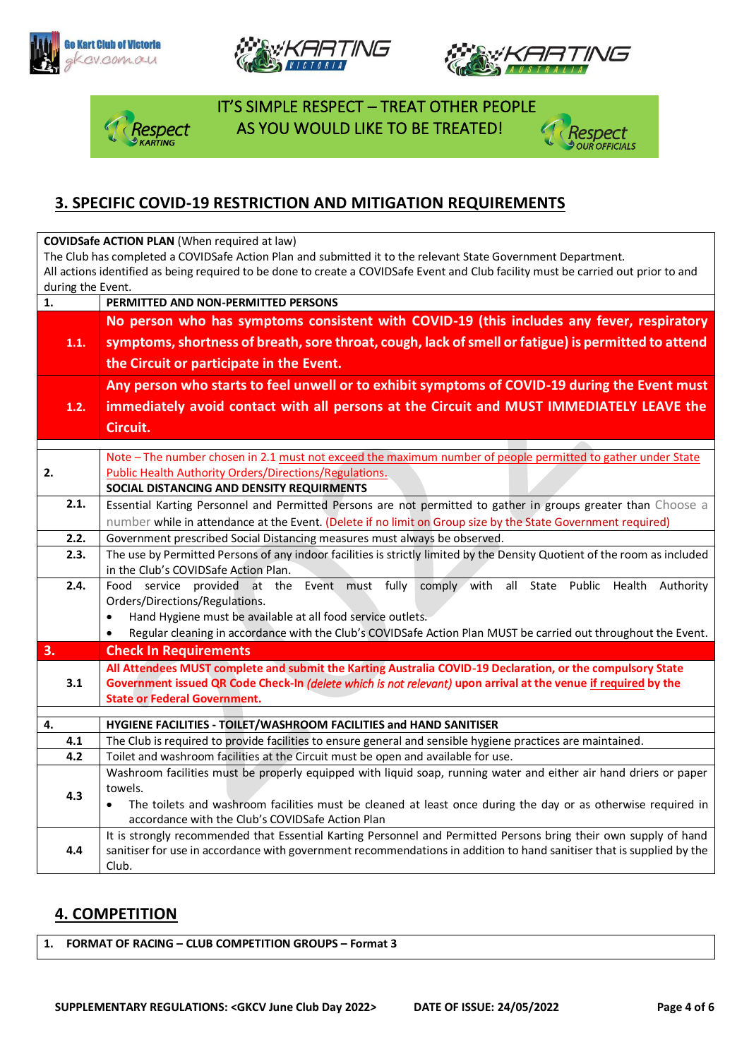IT'S SIMPLE RESPECT – TREAT OTHER PEOPLE AS YOU WOULD LIKE TO BE TREATED!

## 3. SPECIFIC COVID-19 RESTRICTION AND MITIGATION REQUIREMENTS

**COVIDSafe ACTION PLAN** (When required at law)
The Club has completed a COVIDSafe Action Plan and submitted it to the relevant State Government Department.
All actions identified as being required to be done to create a COVIDSafe Event and Club facility must be carried out prior to and during the Event.

| | |
|---|---|
| **1.** | **PERMITTED AND NON-PERMITTED PERSONS** |
| **1.1.** | **No person who has symptoms consistent with COVID-19 (this includes any fever, respiratory symptoms, shortness of breath, sore throat, cough, lack of smell or fatigue) is permitted to attend the Circuit or participate in the Event.** |
| **1.2.** | **Any person who starts to feel unwell or to exhibit symptoms of COVID-19 during the Event must immediately avoid contact with all persons at the Circuit and MUST IMMEDIATELY LEAVE the Circuit.** |
| **2.** | Note – The number chosen in 2.1 must not exceed the maximum number of people permitted to gather under State Public Health Authority Orders/Directions/Regulations.<br>**SOCIAL DISTANCING AND DENSITY REQUIRMENTS** |
| **2.1.** | Essential Karting Personnel and Permitted Persons are not permitted to gather in groups greater than Choose a number while in attendance at the Event. (Delete if no limit on Group size by the State Government required) |
| **2.2.** | Government prescribed Social Distancing measures must always be observed. |
| **2.3.** | The use by Permitted Persons of any indoor facilities is strictly limited by the Density Quotient of the room as included in the Club's COVIDSafe Action Plan. |
| **2.4.** | Food service provided at the Event must fully comply with all State Public Health Authority Orders/Directions/Regulations.<br>• Hand Hygiene must be available at all food service outlets.<br>• Regular cleaning in accordance with the Club's COVIDSafe Action Plan MUST be carried out throughout the Event. |
| **3.** | **Check In Requirements** |
| **3.1** | **All Attendees MUST complete and submit the Karting Australia COVID-19 Declaration, or the compulsory State Government issued QR Code Check-In *(delete which is not relevant)* upon arrival at the venue if required by the State or Federal Government.** |
| **4.** | **HYGIENE FACILITIES - TOILET/WASHROOM FACILITIES and HAND SANITISER** |
| **4.1** | The Club is required to provide facilities to ensure general and sensible hygiene practices are maintained. |
| **4.2** | Toilet and washroom facilities at the Circuit must be open and available for use. |
| **4.3** | Washroom facilities must be properly equipped with liquid soap, running water and either air hand driers or paper towels.<br>• The toilets and washroom facilities must be cleaned at least once during the day or as otherwise required in accordance with the Club's COVIDSafe Action Plan |
| **4.4** | It is strongly recommended that Essential Karting Personnel and Permitted Persons bring their own supply of hand sanitiser for use in accordance with government recommendations in addition to hand sanitiser that is supplied by the Club. |

## 4. COMPETITION

**1. FORMAT OF RACING – CLUB COMPETITION GROUPS – Format 3**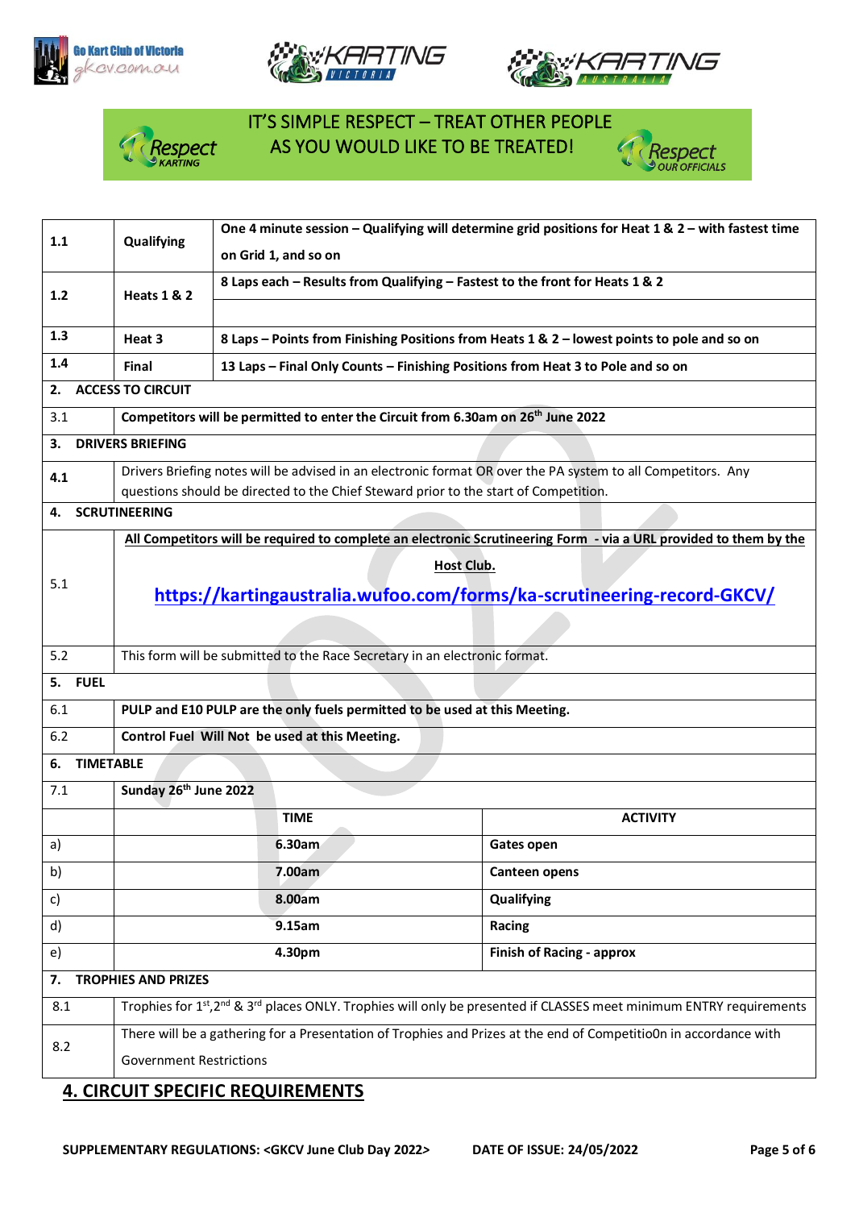IT'S SIMPLE RESPECT – TREAT OTHER PEOPLE AS YOU WOULD LIKE TO BE TREATED!

| | | |
|---|---|---|
| 1.1 | Qualifying | **One 4 minute session – Qualifying will determine grid positions for Heat 1 & 2 – with fastest time on Grid 1, and so on** |
| 1.2 | Heats 1 & 2 | **8 Laps each – Results from Qualifying – Fastest to the front for Heats 1 & 2** |
| 1.3 | Heat 3 | **8 Laps – Points from Finishing Positions from Heats 1 & 2 – lowest points to pole and so on** |
| 1.4 | Final | **13 Laps – Final Only Counts – Finishing Positions from Heat 3 to Pole and so on** |

**2. ACCESS TO CIRCUIT**

| | |
|---|---|
| 3.1 | **Competitors will be permitted to enter the Circuit from 6.30am on 26th June 2022** |

**3. DRIVERS BRIEFING**

| | |
|---|---|
| 4.1 | Drivers Briefing notes will be advised in an electronic format OR over the PA system to all Competitors. Any questions should be directed to the Chief Steward prior to the start of Competition. |

**4. SCRUTINEERING**

| | |
|---|---|
| 5.1 | **All Competitors will be required to complete an electronic Scrutineering Form - via a URL provided to them by the Host Club.** https://kartingaustralia.wufoo.com/forms/ka-scrutineering-record-GKCV/ |
| 5.2 | This form will be submitted to the Race Secretary in an electronic format. |

**5. FUEL**

| | |
|---|---|
| 6.1 | **PULP and E10 PULP are the only fuels permitted to be used at this Meeting.** |
| 6.2 | **Control Fuel Will Not be used at this Meeting.** |

**6. TIMETABLE**

| | | |
|---|---|---|
| 7.1 | **Sunday 26th June 2022** | |
| | **TIME** | **ACTIVITY** |
| a) | **6.30am** | **Gates open** |
| b) | **7.00am** | **Canteen opens** |
| c) | **8.00am** | **Qualifying** |
| d) | **9.15am** | **Racing** |
| e) | **4.30pm** | **Finish of Racing - approx** |

**7. TROPHIES AND PRIZES**

| | |
|---|---|
| 8.1 | Trophies for 1st, 2nd & 3rd places ONLY. Trophies will only be presented if CLASSES meet minimum ENTRY requirements |
| 8.2 | There will be a gathering for a Presentation of Trophies and Prizes at the end of Competitio0n in accordance with Government Restrictions |

## 4. CIRCUIT SPECIFIC REQUIREMENTS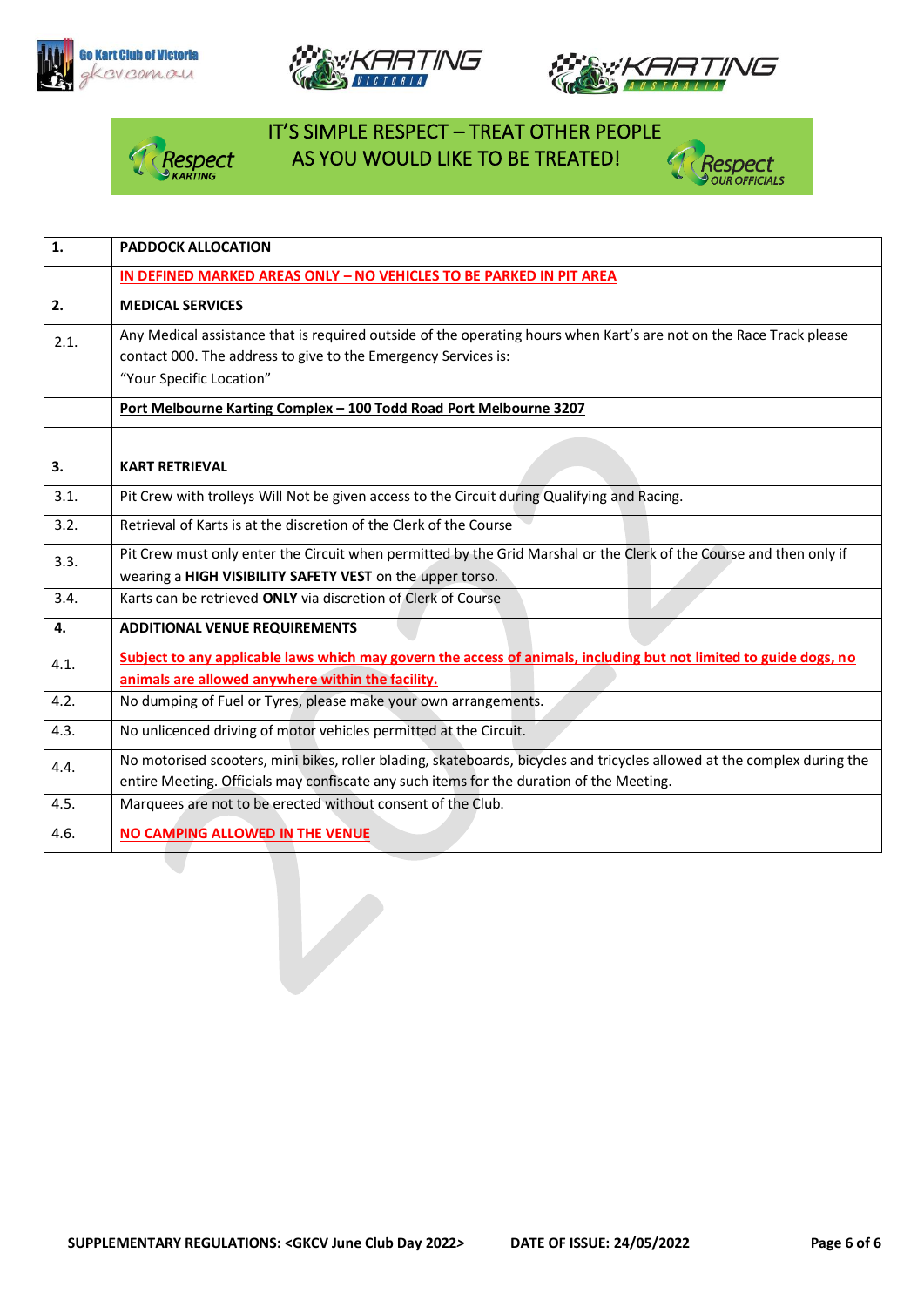IT'S SIMPLE RESPECT – TREAT OTHER PEOPLE AS YOU WOULD LIKE TO BE TREATED!

| | |
|---|---|
| **1.** | **PADDOCK ALLOCATION** |
| | IN DEFINED MARKED AREAS ONLY – NO VEHICLES TO BE PARKED IN PIT AREA |
| **2.** | **MEDICAL SERVICES** |
| 2.1. | Any Medical assistance that is required outside of the operating hours when Kart's are not on the Race Track please contact 000. The address to give to the Emergency Services is: |
| | "Your Specific Location" |
| | **Port Melbourne Karting Complex – 100 Todd Road Port Melbourne 3207** |
| | |
| **3.** | **KART RETRIEVAL** |
| 3.1. | Pit Crew with trolleys Will Not be given access to the Circuit during Qualifying and Racing. |
| 3.2. | Retrieval of Karts is at the discretion of the Clerk of the Course |
| 3.3. | Pit Crew must only enter the Circuit when permitted by the Grid Marshal or the Clerk of the Course and then only if wearing a **HIGH VISIBILITY SAFETY VEST** on the upper torso. |
| 3.4. | Karts can be retrieved **ONLY** via discretion of Clerk of Course |
| **4.** | **ADDITIONAL VENUE REQUIREMENTS** |
| 4.1. | **Subject to any applicable laws which may govern the access of animals, including but not limited to guide dogs, no animals are allowed anywhere within the facility.** |
| 4.2. | No dumping of Fuel or Tyres, please make your own arrangements. |
| 4.3. | No unlicenced driving of motor vehicles permitted at the Circuit. |
| 4.4. | No motorised scooters, mini bikes, roller blading, skateboards, bicycles and tricycles allowed at the complex during the entire Meeting. Officials may confiscate any such items for the duration of the Meeting. |
| 4.5. | Marquees are not to be erected without consent of the Club. |
| 4.6. | **NO CAMPING ALLOWED IN THE VENUE** |